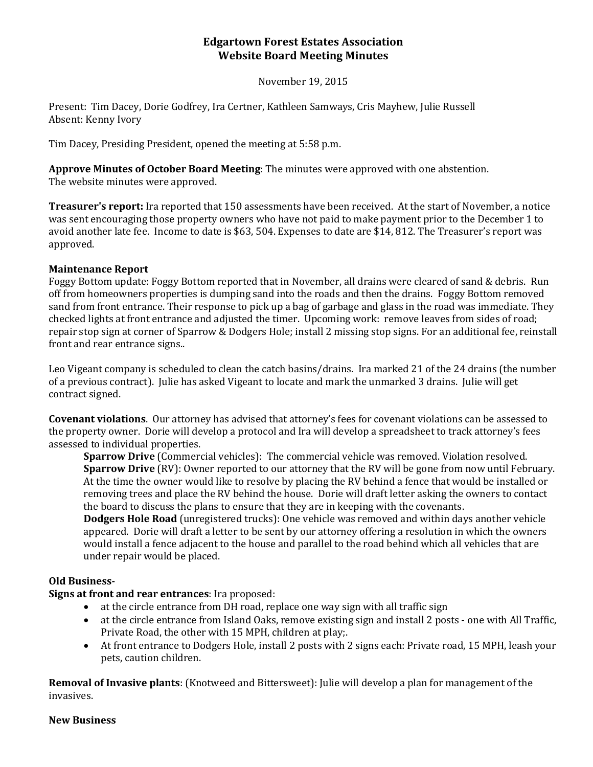# Edgartown Forest Estates Association
## Website Board Meeting Minutes

November 19, 2015

Present: Tim Dacey, Dorie Godfrey, Ira Certner, Kathleen Samways, Cris Mayhew, Julie Russell
Absent: Kenny Ivory

Tim Dacey, Presiding President, opened the meeting at 5:58 p.m.

**Approve Minutes of October Board Meeting**: The minutes were approved with one abstention.
The website minutes were approved.

**Treasurer's report:** Ira reported that 150 assessments have been received. At the start of November, a notice was sent encouraging those property owners who have not paid to make payment prior to the December 1 to avoid another late fee. Income to date is $63, 504. Expenses to date are $14, 812. The Treasurer's report was approved.

**Maintenance Report**

Foggy Bottom update: Foggy Bottom reported that in November, all drains were cleared of sand & debris. Run off from homeowners properties is dumping sand into the roads and then the drains. Foggy Bottom removed sand from front entrance. Their response to pick up a bag of garbage and glass in the road was immediate. They checked lights at front entrance and adjusted the timer. Upcoming work: remove leaves from sides of road; repair stop sign at corner of Sparrow & Dodgers Hole; install 2 missing stop signs. For an additional fee, reinstall front and rear entrance signs..

Leo Vigeant company is scheduled to clean the catch basins/drains. Ira marked 21 of the 24 drains (the number of a previous contract). Julie has asked Vigeant to locate and mark the unmarked 3 drains. Julie will get contract signed.

**Covenant violations**. Our attorney has advised that attorney's fees for covenant violations can be assessed to the property owner. Dorie will develop a protocol and Ira will develop a spreadsheet to track attorney's fees assessed to individual properties.

> **Sparrow Drive** (Commercial vehicles): The commercial vehicle was removed. Violation resolved.
> **Sparrow Drive** (RV): Owner reported to our attorney that the RV will be gone from now until February. At the time the owner would like to resolve by placing the RV behind a fence that would be installed or removing trees and place the RV behind the house. Dorie will draft letter asking the owners to contact the board to discuss the plans to ensure that they are in keeping with the covenants.
> **Dodgers Hole Road** (unregistered trucks): One vehicle was removed and within days another vehicle appeared. Dorie will draft a letter to be sent by our attorney offering a resolution in which the owners would install a fence adjacent to the house and parallel to the road behind which all vehicles that are under repair would be placed.

**Old Business-**

**Signs at front and rear entrances**: Ira proposed:

- at the circle entrance from DH road, replace one way sign with all traffic sign
- at the circle entrance from Island Oaks, remove existing sign and install 2 posts - one with All Traffic, Private Road, the other with 15 MPH, children at play;.
- At front entrance to Dodgers Hole, install 2 posts with 2 signs each: Private road, 15 MPH, leash your pets, caution children.

**Removal of Invasive plants**: (Knotweed and Bittersweet): Julie will develop a plan for management of the invasives.

**New Business**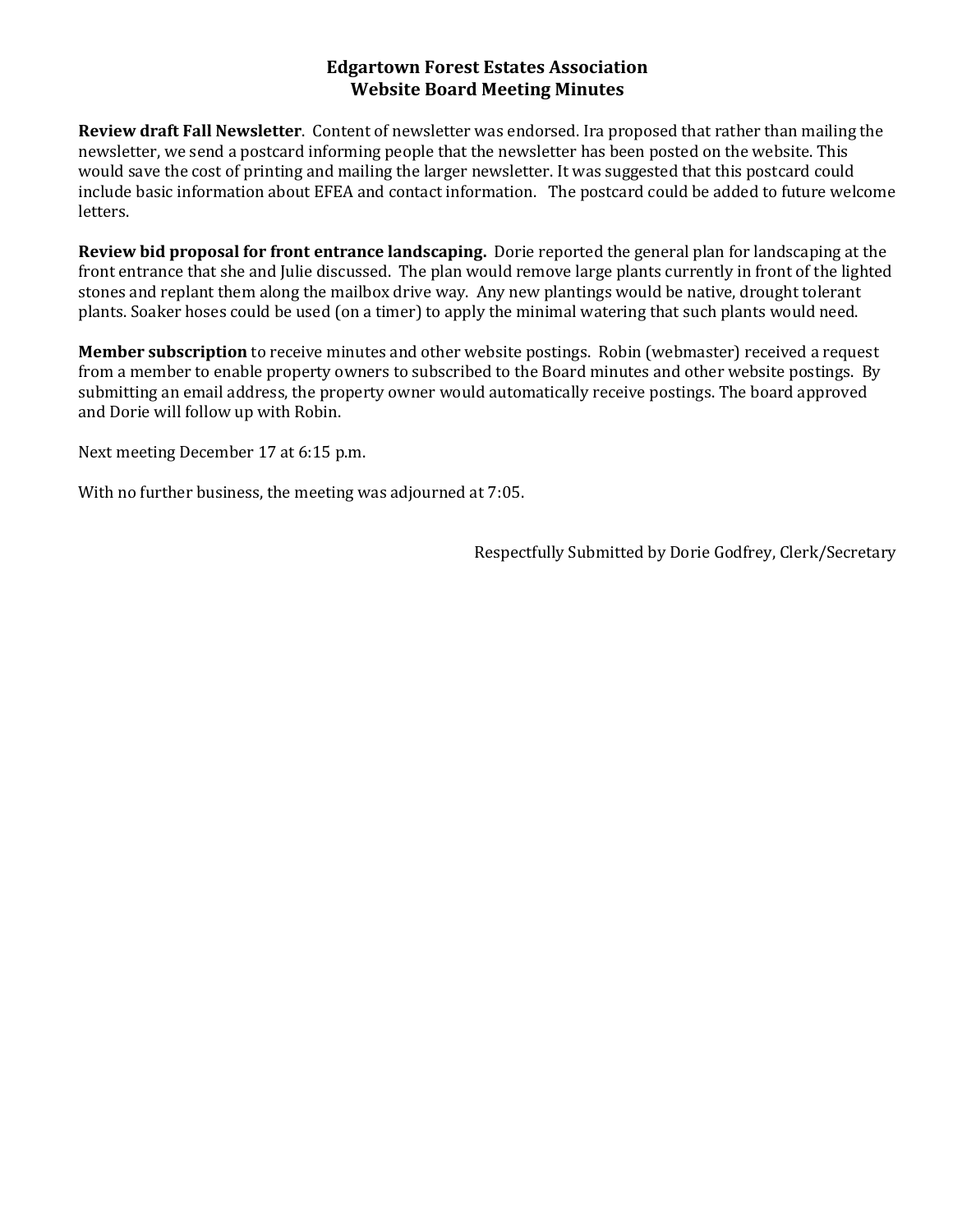# Edgartown Forest Estates Association
## Website Board Meeting Minutes

**Review draft Fall Newsletter**. Content of newsletter was endorsed. Ira proposed that rather than mailing the newsletter, we send a postcard informing people that the newsletter has been posted on the website. This would save the cost of printing and mailing the larger newsletter. It was suggested that this postcard could include basic information about EFEA and contact information. The postcard could be added to future welcome letters.

**Review bid proposal for front entrance landscaping.** Dorie reported the general plan for landscaping at the front entrance that she and Julie discussed. The plan would remove large plants currently in front of the lighted stones and replant them along the mailbox drive way. Any new plantings would be native, drought tolerant plants. Soaker hoses could be used (on a timer) to apply the minimal watering that such plants would need.

**Member subscription** to receive minutes and other website postings. Robin (webmaster) received a request from a member to enable property owners to subscribed to the Board minutes and other website postings. By submitting an email address, the property owner would automatically receive postings. The board approved and Dorie will follow up with Robin.

Next meeting December 17 at 6:15 p.m.

With no further business, the meeting was adjourned at 7:05.

Respectfully Submitted by Dorie Godfrey, Clerk/Secretary